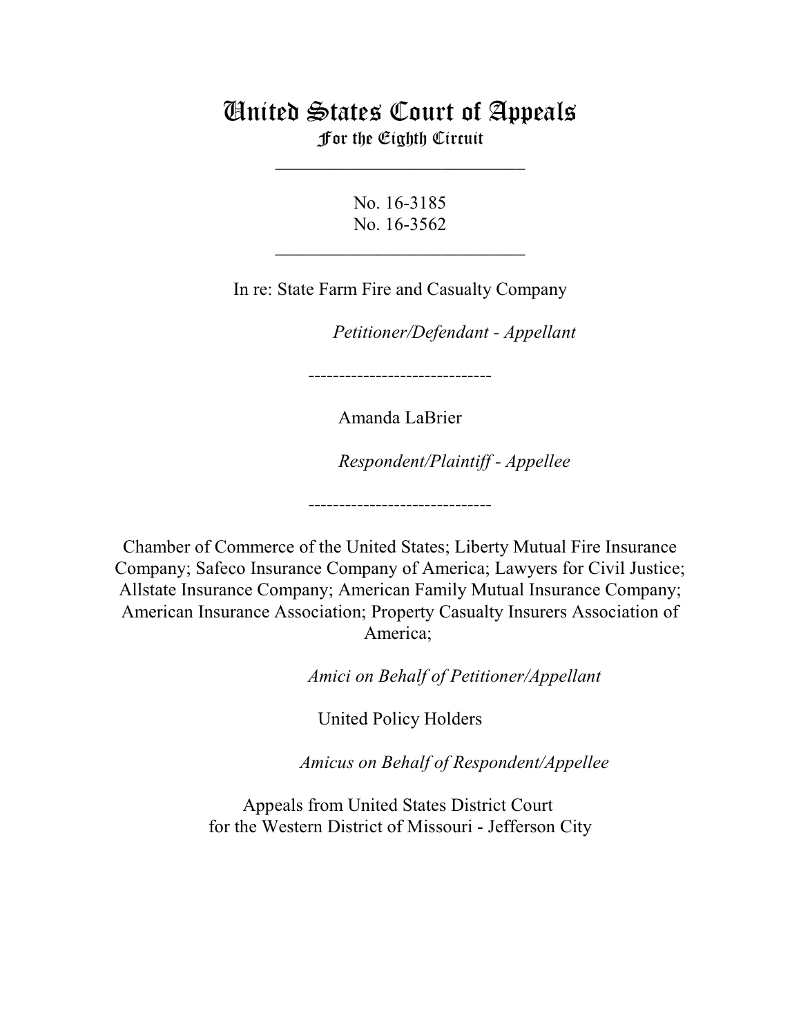# United States Court of Appeals
## For the Eighth Circuit

---

No. 16-3185
No. 16-3562

---

In re: State Farm Fire and Casualty Company

*Petitioner/Defendant - Appellant*

------------------------------

Amanda LaBrier

*Respondent/Plaintiff - Appellee*

------------------------------

Chamber of Commerce of the United States; Liberty Mutual Fire Insurance Company; Safeco Insurance Company of America; Lawyers for Civil Justice; Allstate Insurance Company; American Family Mutual Insurance Company; American Insurance Association; Property Casualty Insurers Association of America;

*Amici on Behalf of Petitioner/Appellant*

United Policy Holders

*Amicus on Behalf of Respondent/Appellee*

Appeals from United States District Court
for the Western District of Missouri - Jefferson City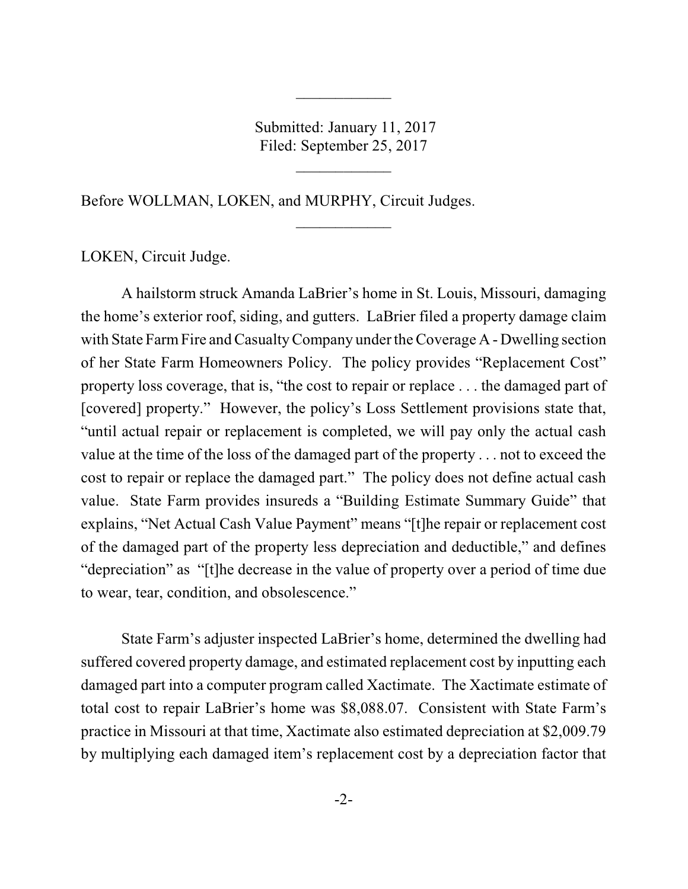Submitted: January 11, 2017
Filed: September 25, 2017

Before WOLLMAN, LOKEN, and MURPHY, Circuit Judges.

LOKEN, Circuit Judge.

A hailstorm struck Amanda LaBrier's home in St. Louis, Missouri, damaging the home's exterior roof, siding, and gutters. LaBrier filed a property damage claim with State Farm Fire and Casualty Company under the Coverage A - Dwelling section of her State Farm Homeowners Policy. The policy provides "Replacement Cost" property loss coverage, that is, "the cost to repair or replace . . . the damaged part of [covered] property." However, the policy's Loss Settlement provisions state that, "until actual repair or replacement is completed, we will pay only the actual cash value at the time of the loss of the damaged part of the property . . . not to exceed the cost to repair or replace the damaged part." The policy does not define actual cash value. State Farm provides insureds a "Building Estimate Summary Guide" that explains, "Net Actual Cash Value Payment" means "[t]he repair or replacement cost of the damaged part of the property less depreciation and deductible," and defines "depreciation" as "[t]he decrease in the value of property over a period of time due to wear, tear, condition, and obsolescence."

State Farm's adjuster inspected LaBrier's home, determined the dwelling had suffered covered property damage, and estimated replacement cost by inputting each damaged part into a computer program called Xactimate. The Xactimate estimate of total cost to repair LaBrier's home was $8,088.07. Consistent with State Farm's practice in Missouri at that time, Xactimate also estimated depreciation at $2,009.79 by multiplying each damaged item's replacement cost by a depreciation factor that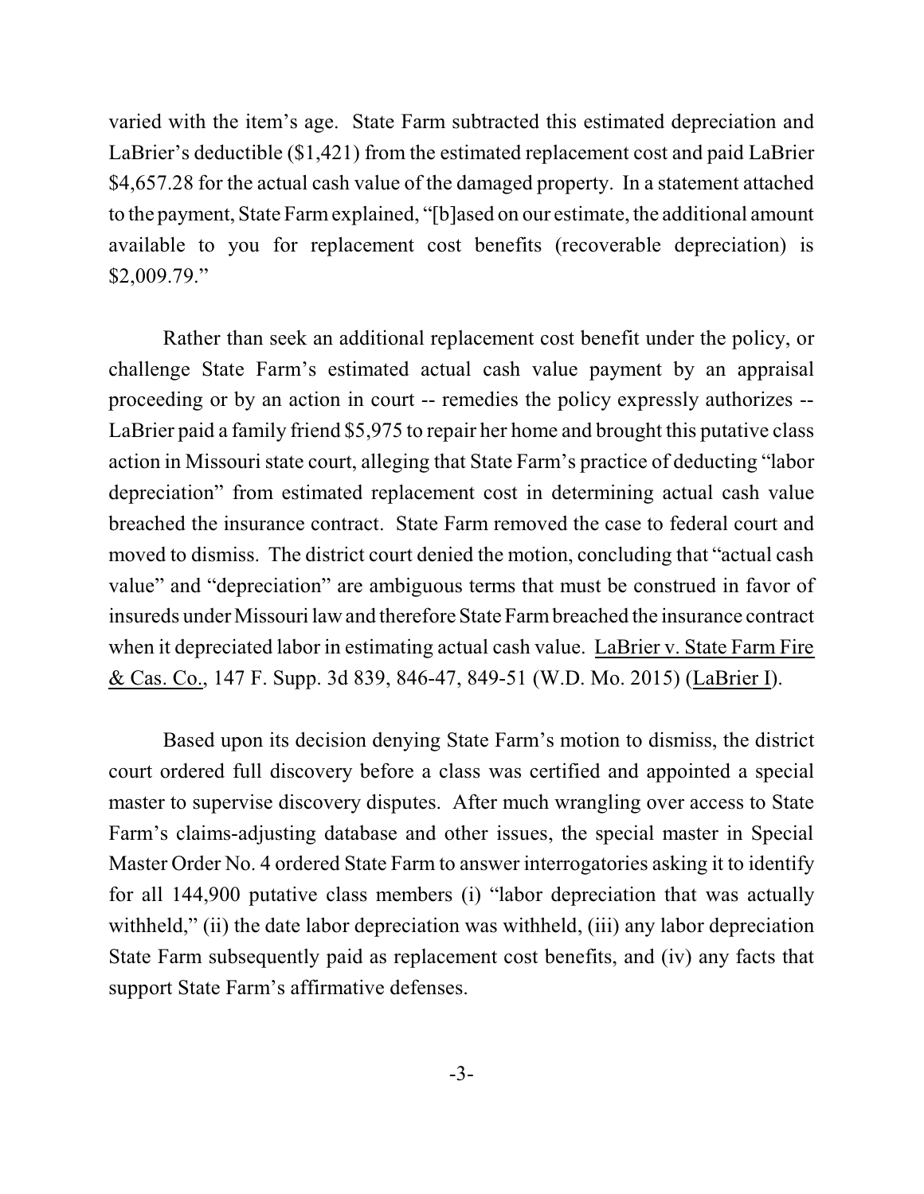varied with the item's age. State Farm subtracted this estimated depreciation and LaBrier's deductible ($1,421) from the estimated replacement cost and paid LaBrier $4,657.28 for the actual cash value of the damaged property. In a statement attached to the payment, State Farm explained, "[b]ased on our estimate, the additional amount available to you for replacement cost benefits (recoverable depreciation) is $2,009.79."

Rather than seek an additional replacement cost benefit under the policy, or challenge State Farm's estimated actual cash value payment by an appraisal proceeding or by an action in court -- remedies the policy expressly authorizes -- LaBrier paid a family friend $5,975 to repair her home and brought this putative class action in Missouri state court, alleging that State Farm's practice of deducting "labor depreciation" from estimated replacement cost in determining actual cash value breached the insurance contract. State Farm removed the case to federal court and moved to dismiss. The district court denied the motion, concluding that "actual cash value" and "depreciation" are ambiguous terms that must be construed in favor of insureds under Missouri law and therefore State Farm breached the insurance contract when it depreciated labor in estimating actual cash value. <u>LaBrier v. State Farm Fire & Cas. Co.</u>, 147 F. Supp. 3d 839, 846-47, 849-51 (W.D. Mo. 2015) (<u>LaBrier I</u>).

Based upon its decision denying State Farm's motion to dismiss, the district court ordered full discovery before a class was certified and appointed a special master to supervise discovery disputes. After much wrangling over access to State Farm's claims-adjusting database and other issues, the special master in Special Master Order No. 4 ordered State Farm to answer interrogatories asking it to identify for all 144,900 putative class members (i) "labor depreciation that was actually withheld," (ii) the date labor depreciation was withheld, (iii) any labor depreciation State Farm subsequently paid as replacement cost benefits, and (iv) any facts that support State Farm's affirmative defenses.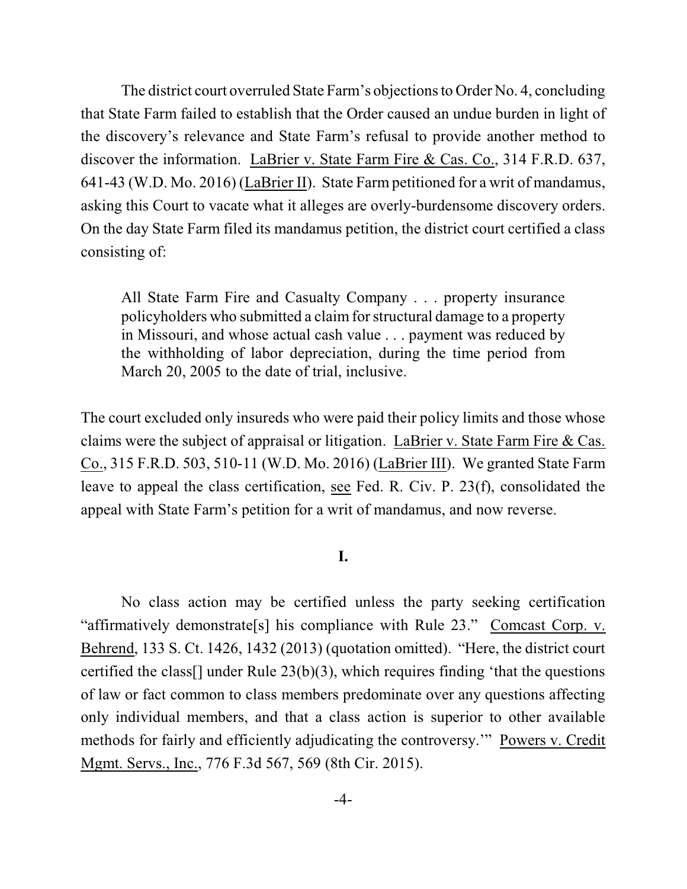The district court overruled State Farm's objections to Order No. 4, concluding that State Farm failed to establish that the Order caused an undue burden in light of the discovery's relevance and State Farm's refusal to provide another method to discover the information. LaBrier v. State Farm Fire & Cas. Co., 314 F.R.D. 637, 641-43 (W.D. Mo. 2016) (LaBrier II). State Farm petitioned for a writ of mandamus, asking this Court to vacate what it alleges are overly-burdensome discovery orders. On the day State Farm filed its mandamus petition, the district court certified a class consisting of:

> All State Farm Fire and Casualty Company . . . property insurance policyholders who submitted a claim for structural damage to a property in Missouri, and whose actual cash value . . . payment was reduced by the withholding of labor depreciation, during the time period from March 20, 2005 to the date of trial, inclusive.

The court excluded only insureds who were paid their policy limits and those whose claims were the subject of appraisal or litigation. LaBrier v. State Farm Fire & Cas. Co., 315 F.R.D. 503, 510-11 (W.D. Mo. 2016) (LaBrier III). We granted State Farm leave to appeal the class certification, see Fed. R. Civ. P. 23(f), consolidated the appeal with State Farm's petition for a writ of mandamus, and now reverse.

## I.

No class action may be certified unless the party seeking certification "affirmatively demonstrate[s] his compliance with Rule 23." Comcast Corp. v. Behrend, 133 S. Ct. 1426, 1432 (2013) (quotation omitted). "Here, the district court certified the class[] under Rule 23(b)(3), which requires finding 'that the questions of law or fact common to class members predominate over any questions affecting only individual members, and that a class action is superior to other available methods for fairly and efficiently adjudicating the controversy.'" Powers v. Credit Mgmt. Servs., Inc., 776 F.3d 567, 569 (8th Cir. 2015).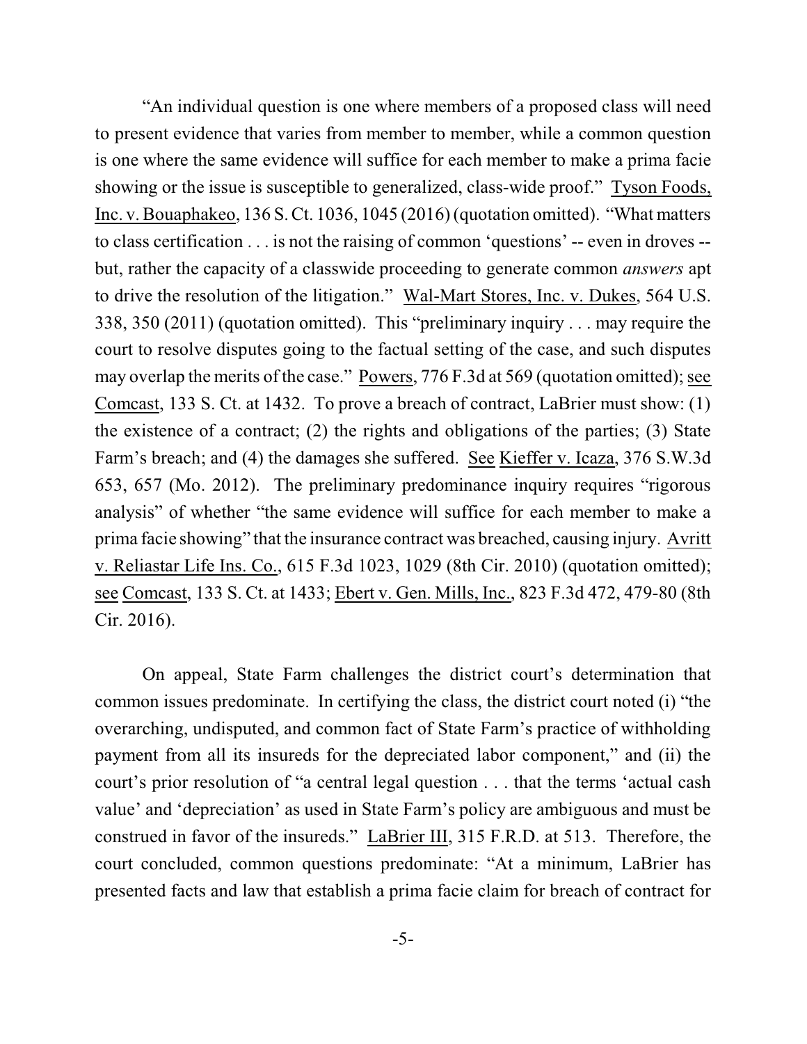"An individual question is one where members of a proposed class will need to present evidence that varies from member to member, while a common question is one where the same evidence will suffice for each member to make a prima facie showing or the issue is susceptible to generalized, class-wide proof." Tyson Foods, Inc. v. Bouaphakeo, 136 S. Ct. 1036, 1045 (2016) (quotation omitted). "What matters to class certification . . . is not the raising of common 'questions' -- even in droves -- but, rather the capacity of a classwide proceeding to generate common *answers* apt to drive the resolution of the litigation." Wal-Mart Stores, Inc. v. Dukes, 564 U.S. 338, 350 (2011) (quotation omitted). This "preliminary inquiry . . . may require the court to resolve disputes going to the factual setting of the case, and such disputes may overlap the merits of the case." Powers, 776 F.3d at 569 (quotation omitted); see Comcast, 133 S. Ct. at 1432. To prove a breach of contract, LaBrier must show: (1) the existence of a contract; (2) the rights and obligations of the parties; (3) State Farm's breach; and (4) the damages she suffered. See Kieffer v. Icaza, 376 S.W.3d 653, 657 (Mo. 2012). The preliminary predominance inquiry requires "rigorous analysis" of whether "the same evidence will suffice for each member to make a prima facie showing" that the insurance contract was breached, causing injury. Avritt v. Reliastar Life Ins. Co., 615 F.3d 1023, 1029 (8th Cir. 2010) (quotation omitted); see Comcast, 133 S. Ct. at 1433; Ebert v. Gen. Mills, Inc., 823 F.3d 472, 479-80 (8th Cir. 2016).

On appeal, State Farm challenges the district court's determination that common issues predominate. In certifying the class, the district court noted (i) "the overarching, undisputed, and common fact of State Farm's practice of withholding payment from all its insureds for the depreciated labor component," and (ii) the court's prior resolution of "a central legal question . . . that the terms 'actual cash value' and 'depreciation' as used in State Farm's policy are ambiguous and must be construed in favor of the insureds." LaBrier III, 315 F.R.D. at 513. Therefore, the court concluded, common questions predominate: "At a minimum, LaBrier has presented facts and law that establish a prima facie claim for breach of contract for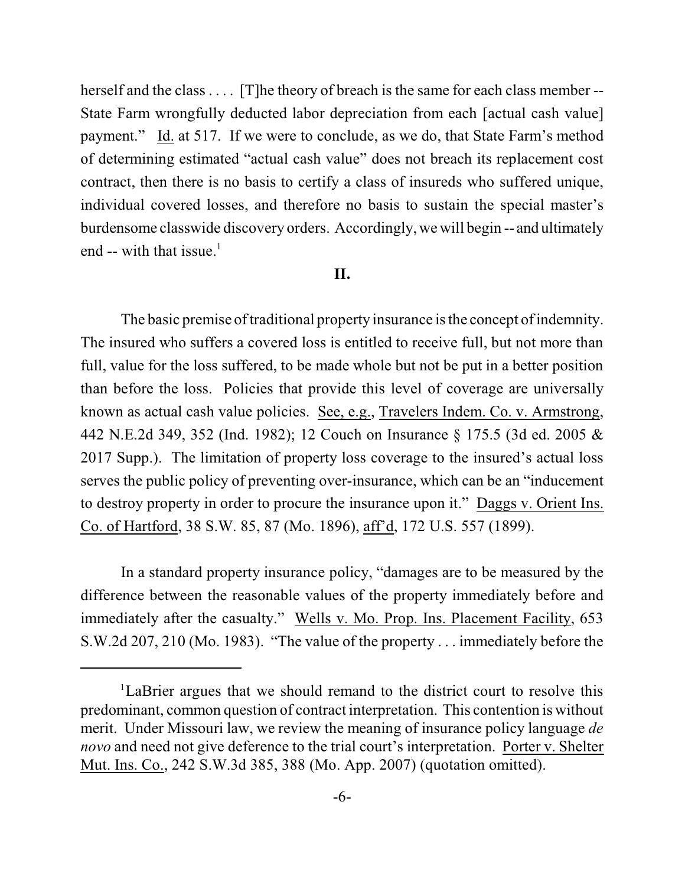herself and the class . . . . [T]he theory of breach is the same for each class member -- State Farm wrongfully deducted labor depreciation from each [actual cash value] payment." Id. at 517. If we were to conclude, as we do, that State Farm's method of determining estimated "actual cash value" does not breach its replacement cost contract, then there is no basis to certify a class of insureds who suffered unique, individual covered losses, and therefore no basis to sustain the special master's burdensome classwide discovery orders. Accordingly, we will begin -- and ultimately end -- with that issue.[1]

## II.

The basic premise of traditional property insurance is the concept of indemnity. The insured who suffers a covered loss is entitled to receive full, but not more than full, value for the loss suffered, to be made whole but not be put in a better position than before the loss. Policies that provide this level of coverage are universally known as actual cash value policies. See, e.g., Travelers Indem. Co. v. Armstrong, 442 N.E.2d 349, 352 (Ind. 1982); 12 Couch on Insurance § 175.5 (3d ed. 2005 & 2017 Supp.). The limitation of property loss coverage to the insured's actual loss serves the public policy of preventing over-insurance, which can be an "inducement to destroy property in order to procure the insurance upon it." Daggs v. Orient Ins. Co. of Hartford, 38 S.W. 85, 87 (Mo. 1896), aff'd, 172 U.S. 557 (1899).

In a standard property insurance policy, "damages are to be measured by the difference between the reasonable values of the property immediately before and immediately after the casualty." Wells v. Mo. Prop. Ins. Placement Facility, 653 S.W.2d 207, 210 (Mo. 1983). "The value of the property . . . immediately before the

---

[1] LaBrier argues that we should remand to the district court to resolve this predominant, common question of contract interpretation. This contention is without merit. Under Missouri law, we review the meaning of insurance policy language *de novo* and need not give deference to the trial court's interpretation. Porter v. Shelter Mut. Ins. Co., 242 S.W.3d 385, 388 (Mo. App. 2007) (quotation omitted).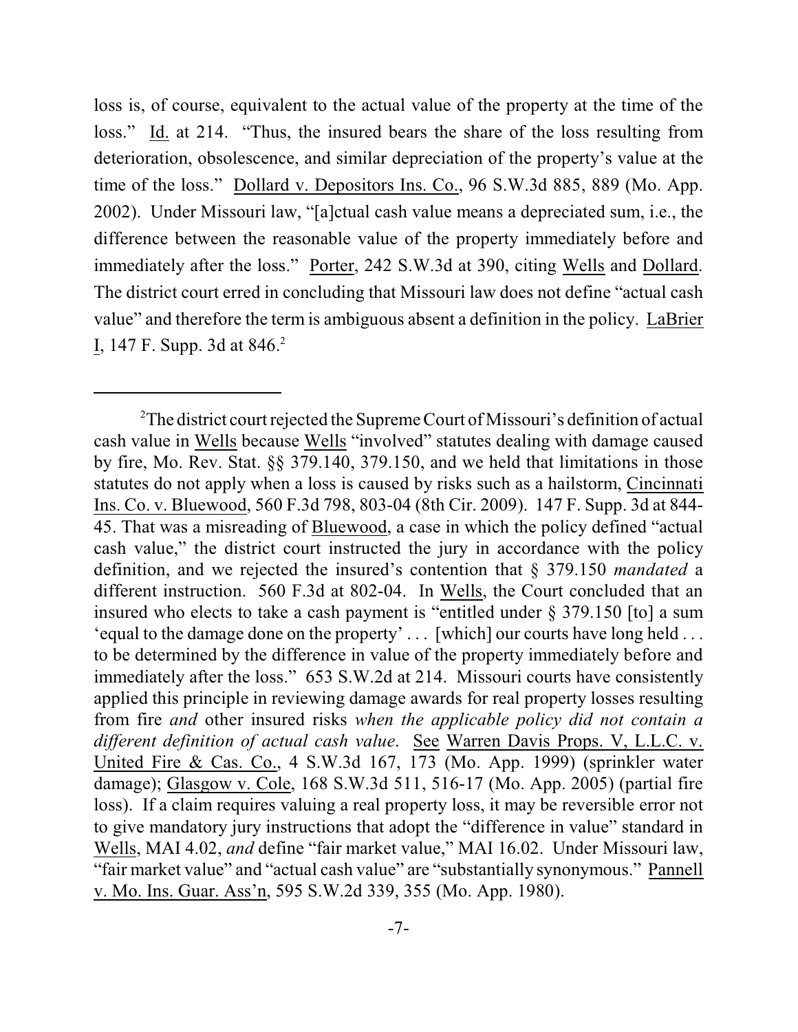loss is, of course, equivalent to the actual value of the property at the time of the loss." Id. at 214. "Thus, the insured bears the share of the loss resulting from deterioration, obsolescence, and similar depreciation of the property's value at the time of the loss." Dollard v. Depositors Ins. Co., 96 S.W.3d 885, 889 (Mo. App. 2002). Under Missouri law, "[a]ctual cash value means a depreciated sum, i.e., the difference between the reasonable value of the property immediately before and immediately after the loss." Porter, 242 S.W.3d at 390, citing Wells and Dollard. The district court erred in concluding that Missouri law does not define "actual cash value" and therefore the term is ambiguous absent a definition in the policy. LaBrier I, 147 F. Supp. 3d at 846.[2]

---

[2]The district court rejected the Supreme Court of Missouri's definition of actual cash value in Wells because Wells "involved" statutes dealing with damage caused by fire, Mo. Rev. Stat. §§ 379.140, 379.150, and we held that limitations in those statutes do not apply when a loss is caused by risks such as a hailstorm, Cincinnati Ins. Co. v. Bluewood, 560 F.3d 798, 803-04 (8th Cir. 2009). 147 F. Supp. 3d at 844-45. That was a misreading of Bluewood, a case in which the policy defined "actual cash value," the district court instructed the jury in accordance with the policy definition, and we rejected the insured's contention that § 379.150 *mandated* a different instruction. 560 F.3d at 802-04. In Wells, the Court concluded that an insured who elects to take a cash payment is "entitled under § 379.150 [to] a sum 'equal to the damage done on the property' . . . [which] our courts have long held . . . to be determined by the difference in value of the property immediately before and immediately after the loss." 653 S.W.2d at 214. Missouri courts have consistently applied this principle in reviewing damage awards for real property losses resulting from fire *and* other insured risks *when the applicable policy did not contain a different definition of actual cash value*. See Warren Davis Props. V, L.L.C. v. United Fire & Cas. Co., 4 S.W.3d 167, 173 (Mo. App. 1999) (sprinkler water damage); Glasgow v. Cole, 168 S.W.3d 511, 516-17 (Mo. App. 2005) (partial fire loss). If a claim requires valuing a real property loss, it may be reversible error not to give mandatory jury instructions that adopt the "difference in value" standard in Wells, MAI 4.02, *and* define "fair market value," MAI 16.02. Under Missouri law, "fair market value" and "actual cash value" are "substantially synonymous." Pannell v. Mo. Ins. Guar. Ass'n, 595 S.W.2d 339, 355 (Mo. App. 1980).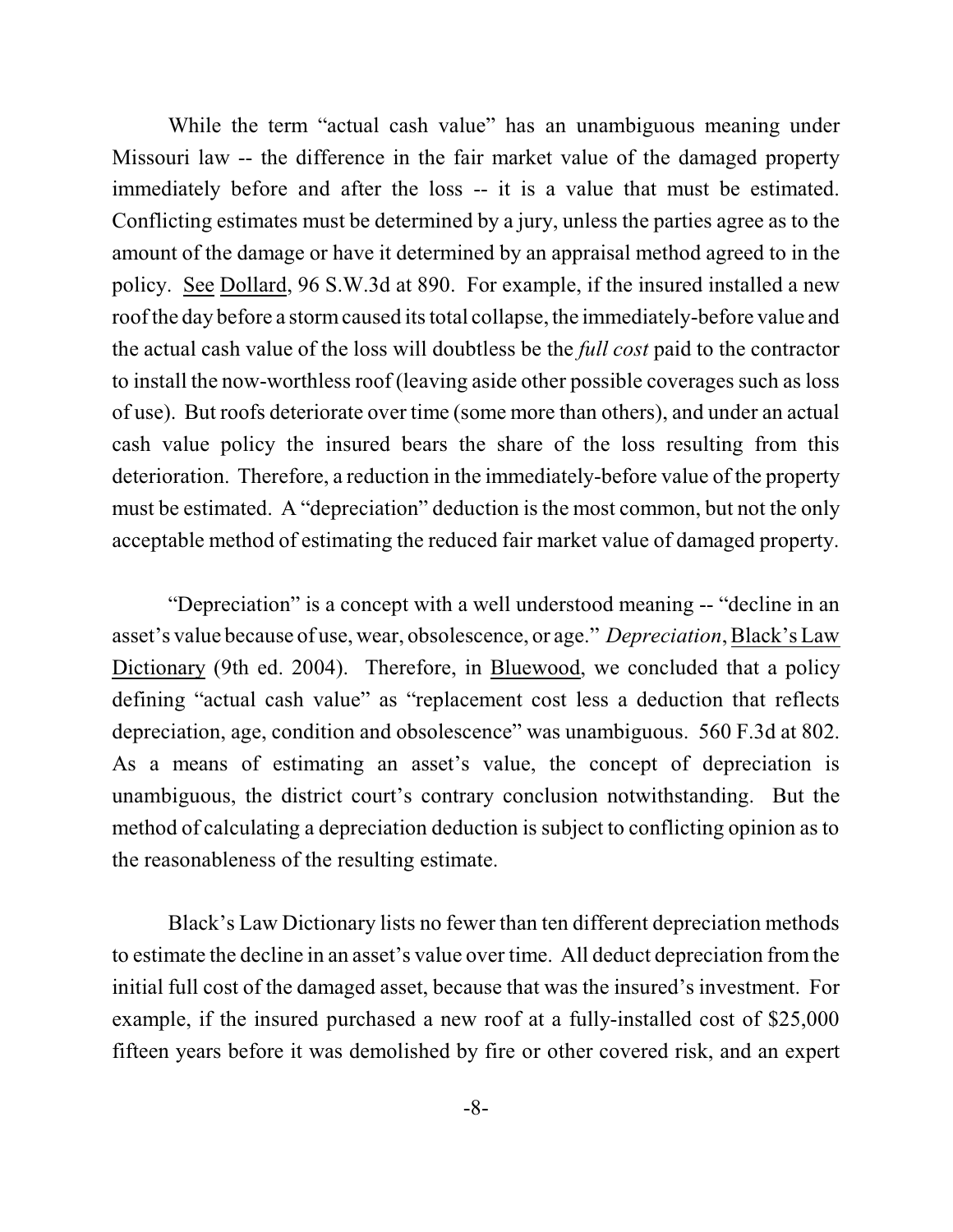While the term "actual cash value" has an unambiguous meaning under Missouri law -- the difference in the fair market value of the damaged property immediately before and after the loss -- it is a value that must be estimated. Conflicting estimates must be determined by a jury, unless the parties agree as to the amount of the damage or have it determined by an appraisal method agreed to in the policy. See Dollard, 96 S.W.3d at 890. For example, if the insured installed a new roof the day before a storm caused its total collapse, the immediately-before value and the actual cash value of the loss will doubtless be the *full cost* paid to the contractor to install the now-worthless roof (leaving aside other possible coverages such as loss of use). But roofs deteriorate over time (some more than others), and under an actual cash value policy the insured bears the share of the loss resulting from this deterioration. Therefore, a reduction in the immediately-before value of the property must be estimated. A "depreciation" deduction is the most common, but not the only acceptable method of estimating the reduced fair market value of damaged property.

"Depreciation" is a concept with a well understood meaning -- "decline in an asset's value because of use, wear, obsolescence, or age." *Depreciation*, Black's Law Dictionary (9th ed. 2004). Therefore, in Bluewood, we concluded that a policy defining "actual cash value" as "replacement cost less a deduction that reflects depreciation, age, condition and obsolescence" was unambiguous. 560 F.3d at 802. As a means of estimating an asset's value, the concept of depreciation is unambiguous, the district court's contrary conclusion notwithstanding. But the method of calculating a depreciation deduction is subject to conflicting opinion as to the reasonableness of the resulting estimate.

Black's Law Dictionary lists no fewer than ten different depreciation methods to estimate the decline in an asset's value over time. All deduct depreciation from the initial full cost of the damaged asset, because that was the insured's investment. For example, if the insured purchased a new roof at a fully-installed cost of $25,000 fifteen years before it was demolished by fire or other covered risk, and an expert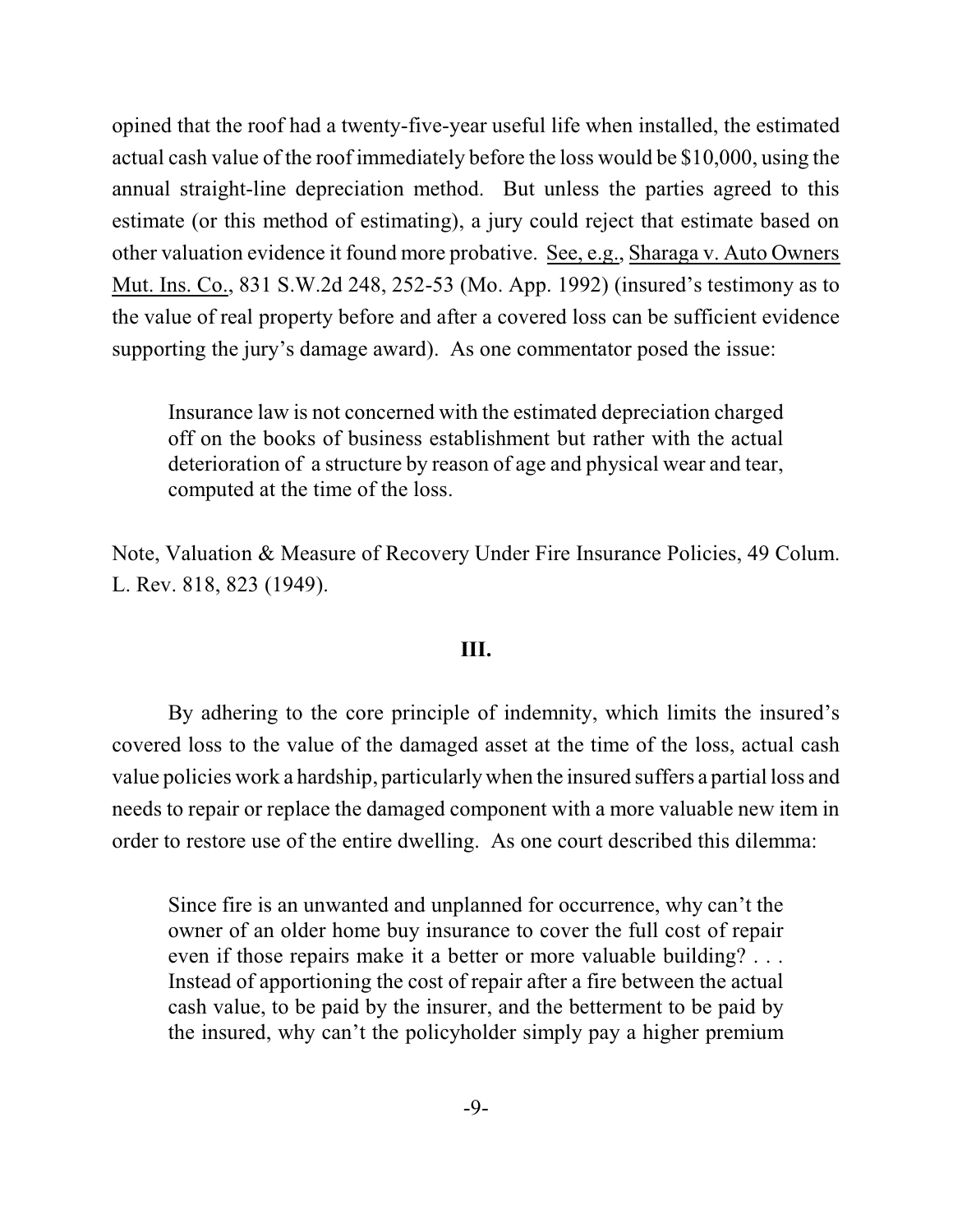opined that the roof had a twenty-five-year useful life when installed, the estimated actual cash value of the roof immediately before the loss would be $10,000, using the annual straight-line depreciation method. But unless the parties agreed to this estimate (or this method of estimating), a jury could reject that estimate based on other valuation evidence it found more probative. See, e.g., Sharaga v. Auto Owners Mut. Ins. Co., 831 S.W.2d 248, 252-53 (Mo. App. 1992) (insured's testimony as to the value of real property before and after a covered loss can be sufficient evidence supporting the jury's damage award). As one commentator posed the issue:

> Insurance law is not concerned with the estimated depreciation charged off on the books of business establishment but rather with the actual deterioration of a structure by reason of age and physical wear and tear, computed at the time of the loss.

Note, Valuation & Measure of Recovery Under Fire Insurance Policies, 49 Colum. L. Rev. 818, 823 (1949).

## III.

By adhering to the core principle of indemnity, which limits the insured's covered loss to the value of the damaged asset at the time of the loss, actual cash value policies work a hardship, particularly when the insured suffers a partial loss and needs to repair or replace the damaged component with a more valuable new item in order to restore use of the entire dwelling. As one court described this dilemma:

> Since fire is an unwanted and unplanned for occurrence, why can't the owner of an older home buy insurance to cover the full cost of repair even if those repairs make it a better or more valuable building? . . . Instead of apportioning the cost of repair after a fire between the actual cash value, to be paid by the insurer, and the betterment to be paid by the insured, why can't the policyholder simply pay a higher premium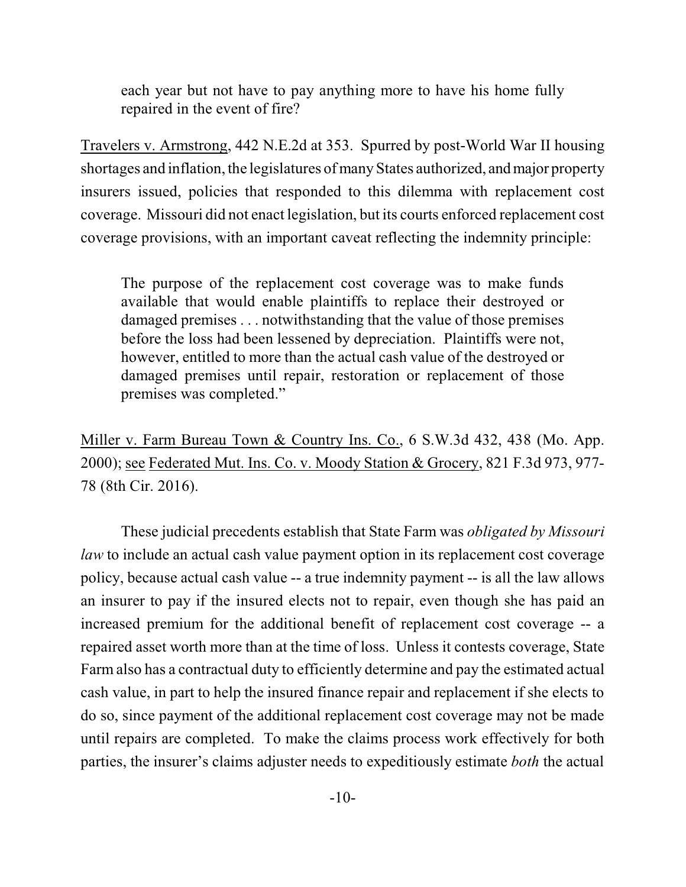> each year but not have to pay anything more to have his home fully repaired in the event of fire?

Travelers v. Armstrong, 442 N.E.2d at 353. Spurred by post-World War II housing shortages and inflation, the legislatures of many States authorized, and major property insurers issued, policies that responded to this dilemma with replacement cost coverage. Missouri did not enact legislation, but its courts enforced replacement cost coverage provisions, with an important caveat reflecting the indemnity principle:

> The purpose of the replacement cost coverage was to make funds available that would enable plaintiffs to replace their destroyed or damaged premises . . . notwithstanding that the value of those premises before the loss had been lessened by depreciation. Plaintiffs were not, however, entitled to more than the actual cash value of the destroyed or damaged premises until repair, restoration or replacement of those premises was completed."

Miller v. Farm Bureau Town & Country Ins. Co., 6 S.W.3d 432, 438 (Mo. App. 2000); see Federated Mut. Ins. Co. v. Moody Station & Grocery, 821 F.3d 973, 977-78 (8th Cir. 2016).

These judicial precedents establish that State Farm was *obligated by Missouri law* to include an actual cash value payment option in its replacement cost coverage policy, because actual cash value -- a true indemnity payment -- is all the law allows an insurer to pay if the insured elects not to repair, even though she has paid an increased premium for the additional benefit of replacement cost coverage -- a repaired asset worth more than at the time of loss. Unless it contests coverage, State Farm also has a contractual duty to efficiently determine and pay the estimated actual cash value, in part to help the insured finance repair and replacement if she elects to do so, since payment of the additional replacement cost coverage may not be made until repairs are completed. To make the claims process work effectively for both parties, the insurer's claims adjuster needs to expeditiously estimate *both* the actual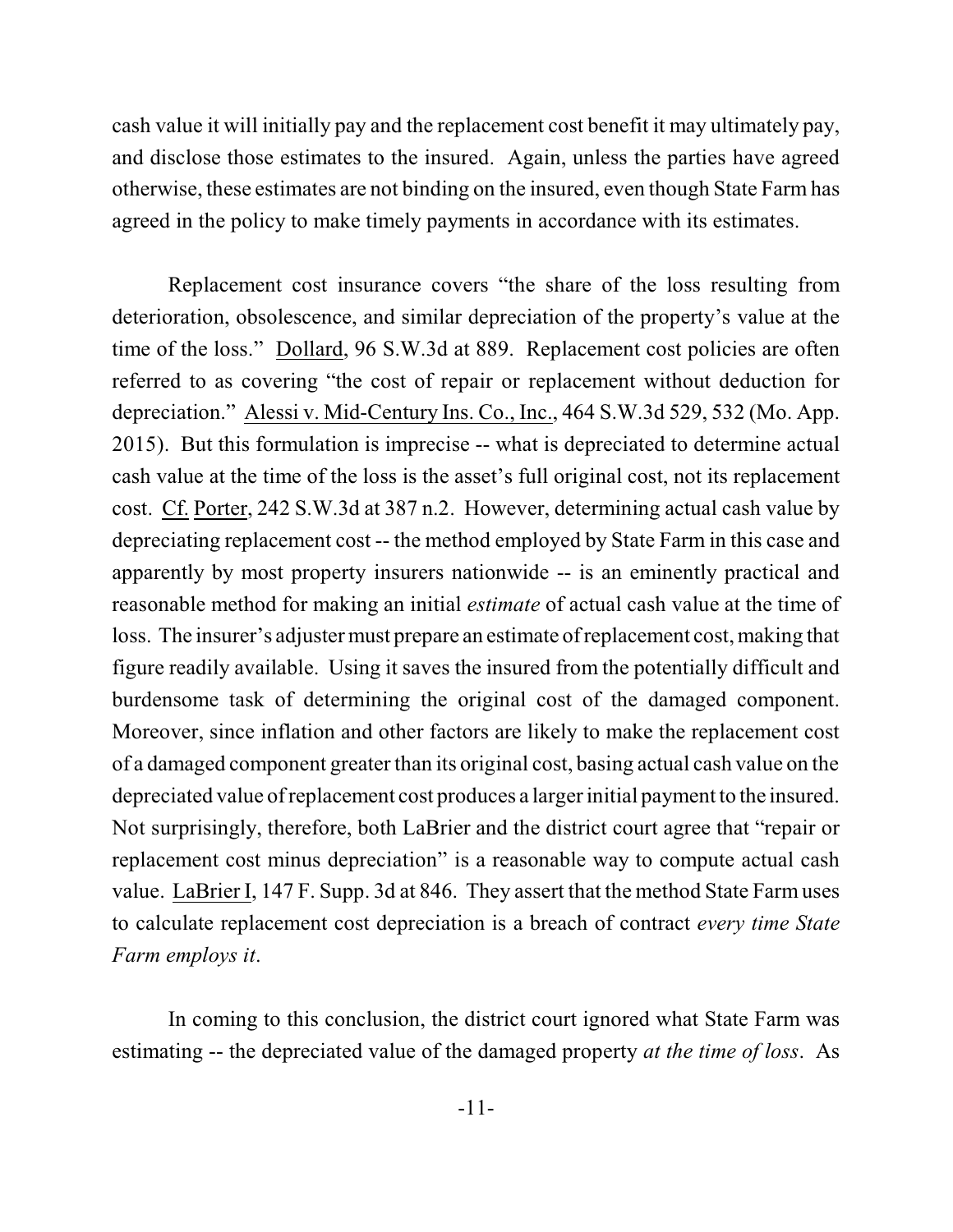cash value it will initially pay and the replacement cost benefit it may ultimately pay, and disclose those estimates to the insured. Again, unless the parties have agreed otherwise, these estimates are not binding on the insured, even though State Farm has agreed in the policy to make timely payments in accordance with its estimates.

Replacement cost insurance covers "the share of the loss resulting from deterioration, obsolescence, and similar depreciation of the property's value at the time of the loss." Dollard, 96 S.W.3d at 889. Replacement cost policies are often referred to as covering "the cost of repair or replacement without deduction for depreciation." Alessi v. Mid-Century Ins. Co., Inc., 464 S.W.3d 529, 532 (Mo. App. 2015). But this formulation is imprecise -- what is depreciated to determine actual cash value at the time of the loss is the asset's full original cost, not its replacement cost. Cf. Porter, 242 S.W.3d at 387 n.2. However, determining actual cash value by depreciating replacement cost -- the method employed by State Farm in this case and apparently by most property insurers nationwide -- is an eminently practical and reasonable method for making an initial *estimate* of actual cash value at the time of loss. The insurer's adjuster must prepare an estimate of replacement cost, making that figure readily available. Using it saves the insured from the potentially difficult and burdensome task of determining the original cost of the damaged component. Moreover, since inflation and other factors are likely to make the replacement cost of a damaged component greater than its original cost, basing actual cash value on the depreciated value of replacement cost produces a larger initial payment to the insured. Not surprisingly, therefore, both LaBrier and the district court agree that "repair or replacement cost minus depreciation" is a reasonable way to compute actual cash value. LaBrier I, 147 F. Supp. 3d at 846. They assert that the method State Farm uses to calculate replacement cost depreciation is a breach of contract *every time State Farm employs it*.

In coming to this conclusion, the district court ignored what State Farm was estimating -- the depreciated value of the damaged property *at the time of loss*. As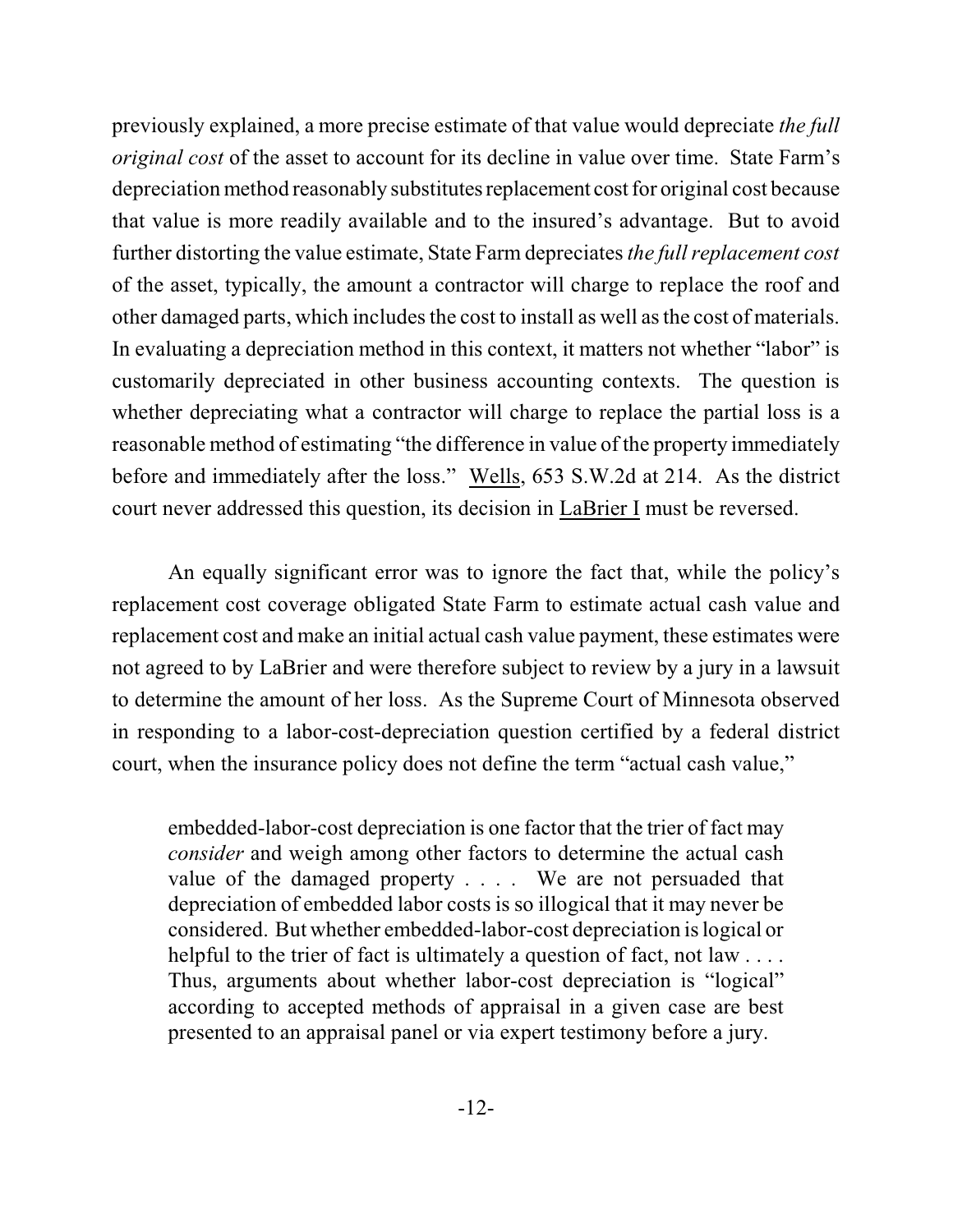previously explained, a more precise estimate of that value would depreciate *the full original cost* of the asset to account for its decline in value over time. State Farm's depreciation method reasonably substitutes replacement cost for original cost because that value is more readily available and to the insured's advantage. But to avoid further distorting the value estimate, State Farm depreciates *the full replacement cost* of the asset, typically, the amount a contractor will charge to replace the roof and other damaged parts, which includes the cost to install as well as the cost of materials. In evaluating a depreciation method in this context, it matters not whether "labor" is customarily depreciated in other business accounting contexts. The question is whether depreciating what a contractor will charge to replace the partial loss is a reasonable method of estimating "the difference in value of the property immediately before and immediately after the loss." Wells, 653 S.W.2d at 214. As the district court never addressed this question, its decision in LaBrier I must be reversed.

An equally significant error was to ignore the fact that, while the policy's replacement cost coverage obligated State Farm to estimate actual cash value and replacement cost and make an initial actual cash value payment, these estimates were not agreed to by LaBrier and were therefore subject to review by a jury in a lawsuit to determine the amount of her loss. As the Supreme Court of Minnesota observed in responding to a labor-cost-depreciation question certified by a federal district court, when the insurance policy does not define the term "actual cash value,"

> embedded-labor-cost depreciation is one factor that the trier of fact may *consider* and weigh among other factors to determine the actual cash value of the damaged property . . . . We are not persuaded that depreciation of embedded labor costs is so illogical that it may never be considered. But whether embedded-labor-cost depreciation is logical or helpful to the trier of fact is ultimately a question of fact, not law . . . . Thus, arguments about whether labor-cost depreciation is "logical" according to accepted methods of appraisal in a given case are best presented to an appraisal panel or via expert testimony before a jury.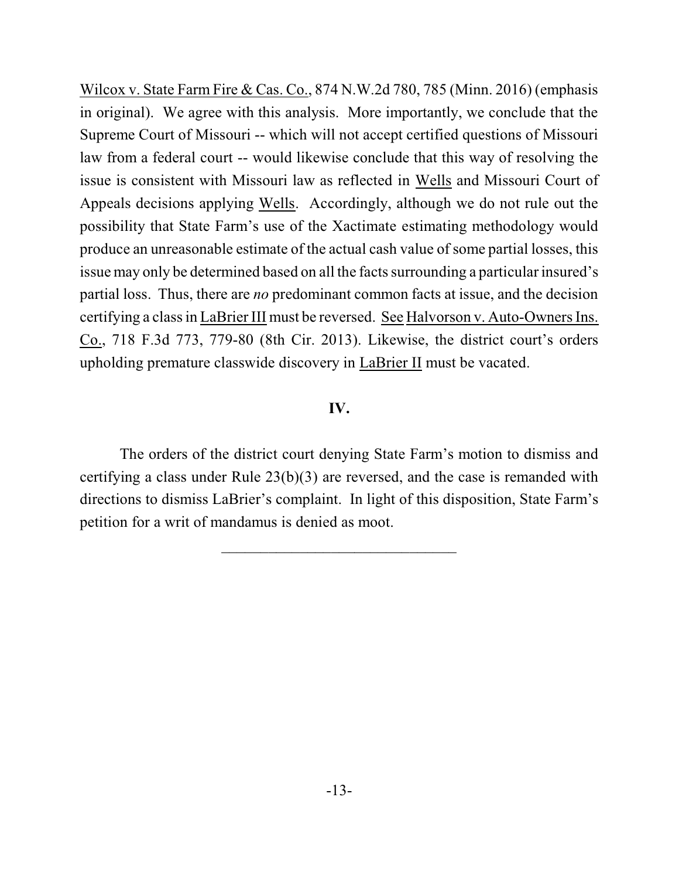Wilcox v. State Farm Fire & Cas. Co., 874 N.W.2d 780, 785 (Minn. 2016) (emphasis in original). We agree with this analysis. More importantly, we conclude that the Supreme Court of Missouri -- which will not accept certified questions of Missouri law from a federal court -- would likewise conclude that this way of resolving the issue is consistent with Missouri law as reflected in Wells and Missouri Court of Appeals decisions applying Wells. Accordingly, although we do not rule out the possibility that State Farm's use of the Xactimate estimating methodology would produce an unreasonable estimate of the actual cash value of some partial losses, this issue may only be determined based on all the facts surrounding a particular insured's partial loss. Thus, there are *no* predominant common facts at issue, and the decision certifying a class in LaBrier III must be reversed. See Halvorson v. Auto-Owners Ins. Co., 718 F.3d 773, 779-80 (8th Cir. 2013). Likewise, the district court's orders upholding premature classwide discovery in LaBrier II must be vacated.

## IV.

The orders of the district court denying State Farm's motion to dismiss and certifying a class under Rule 23(b)(3) are reversed, and the case is remanded with directions to dismiss LaBrier's complaint. In light of this disposition, State Farm's petition for a writ of mandamus is denied as moot.

______________________________